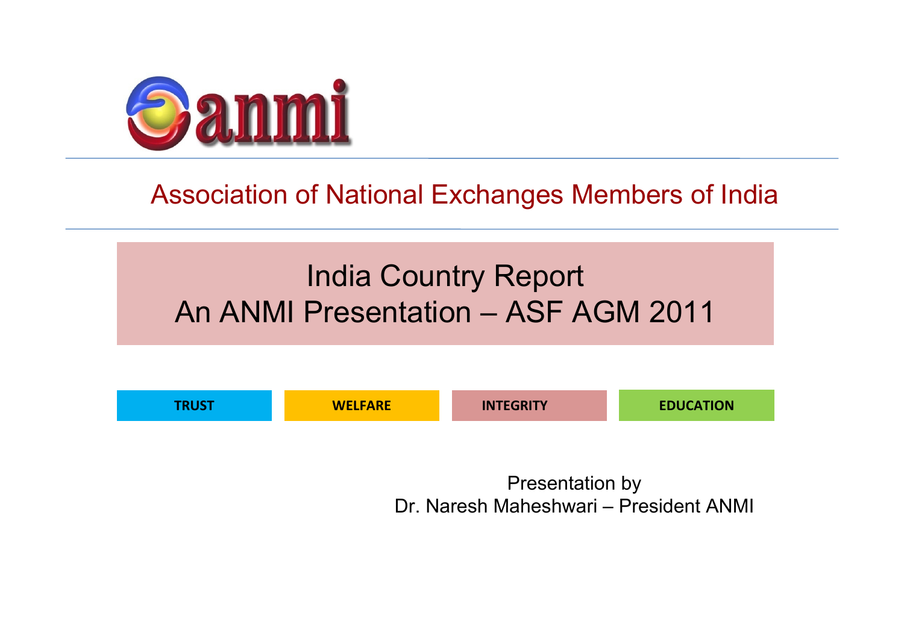anmi

## Association of National Exchanges Members of India

# India Country Report
# An ANMI Presentation – ASF AGM 2011

**TRUST** | **WELFARE** | **INTEGRITY** | **EDUCATION**

Presentation by
Dr. Naresh Maheshwari – President ANMI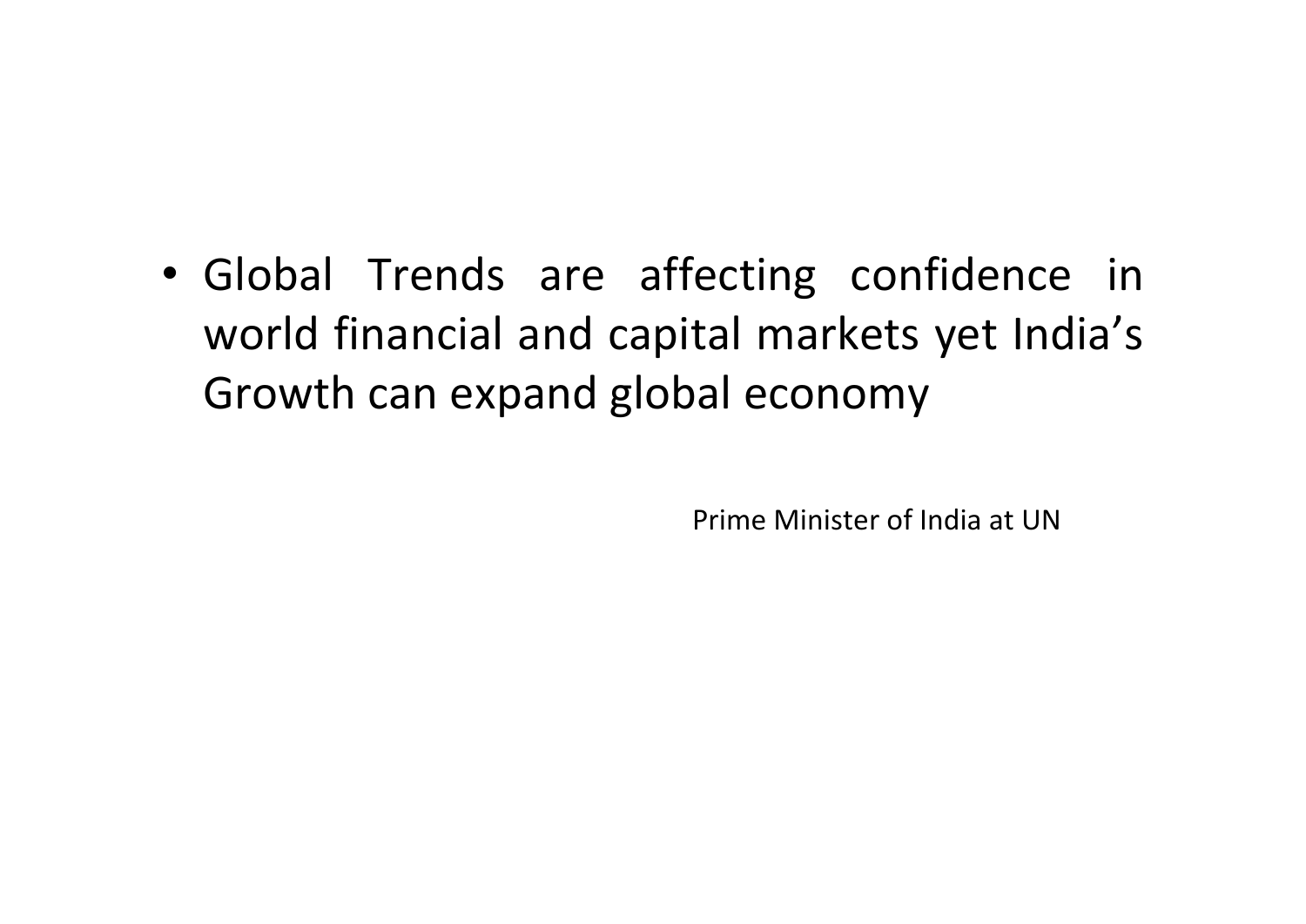- Global Trends are affecting confidence in world financial and capital markets yet India’s Growth can expand global economy

Prime Minister of India at UN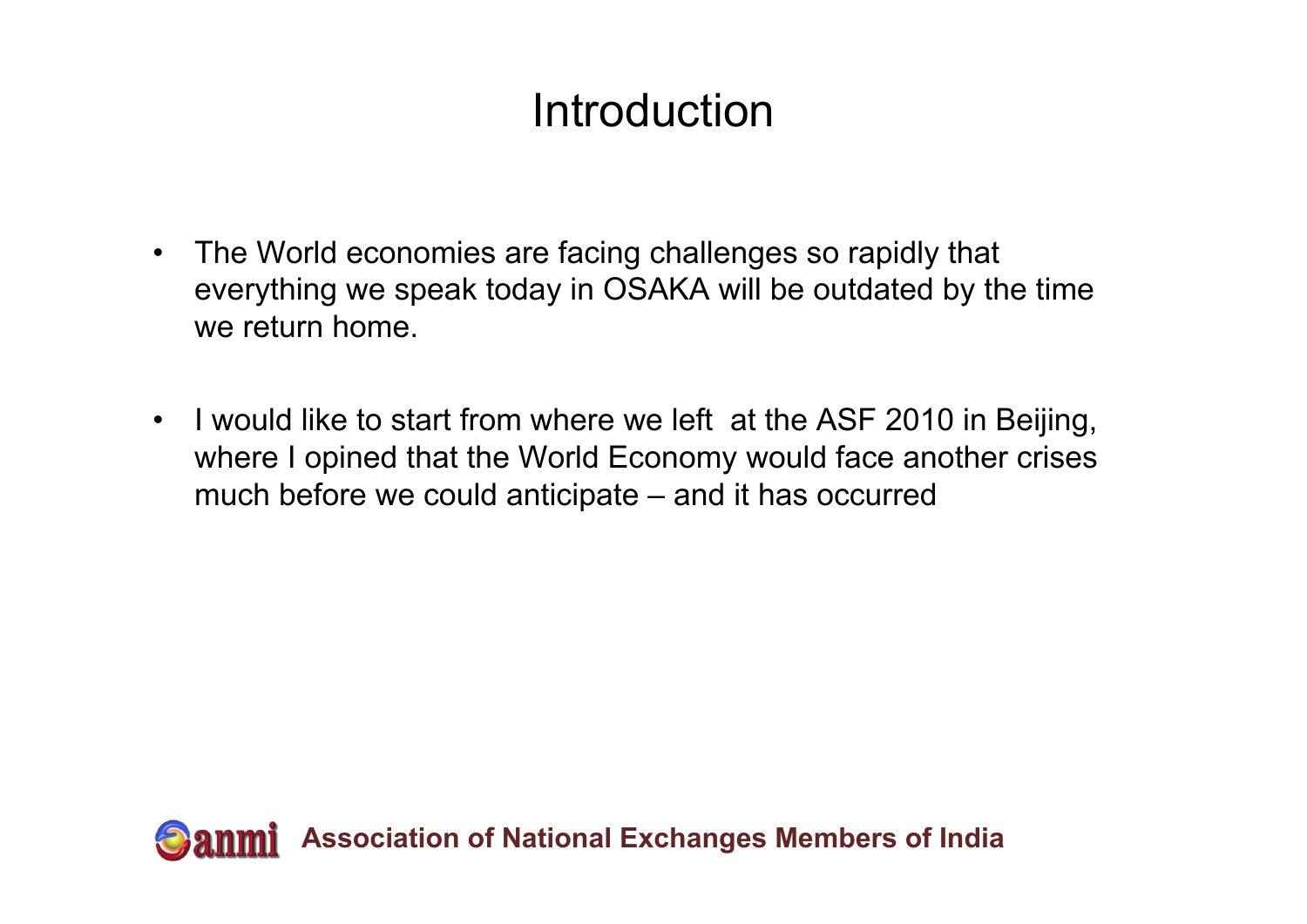# Introduction

- The World economies are facing challenges so rapidly that everything we speak today in OSAKA will be outdated by the time we return home.

- I would like to start from where we left  at the ASF 2010 in Beijing, where I opined that the World Economy would face another crises much before we could anticipate – and it has occurred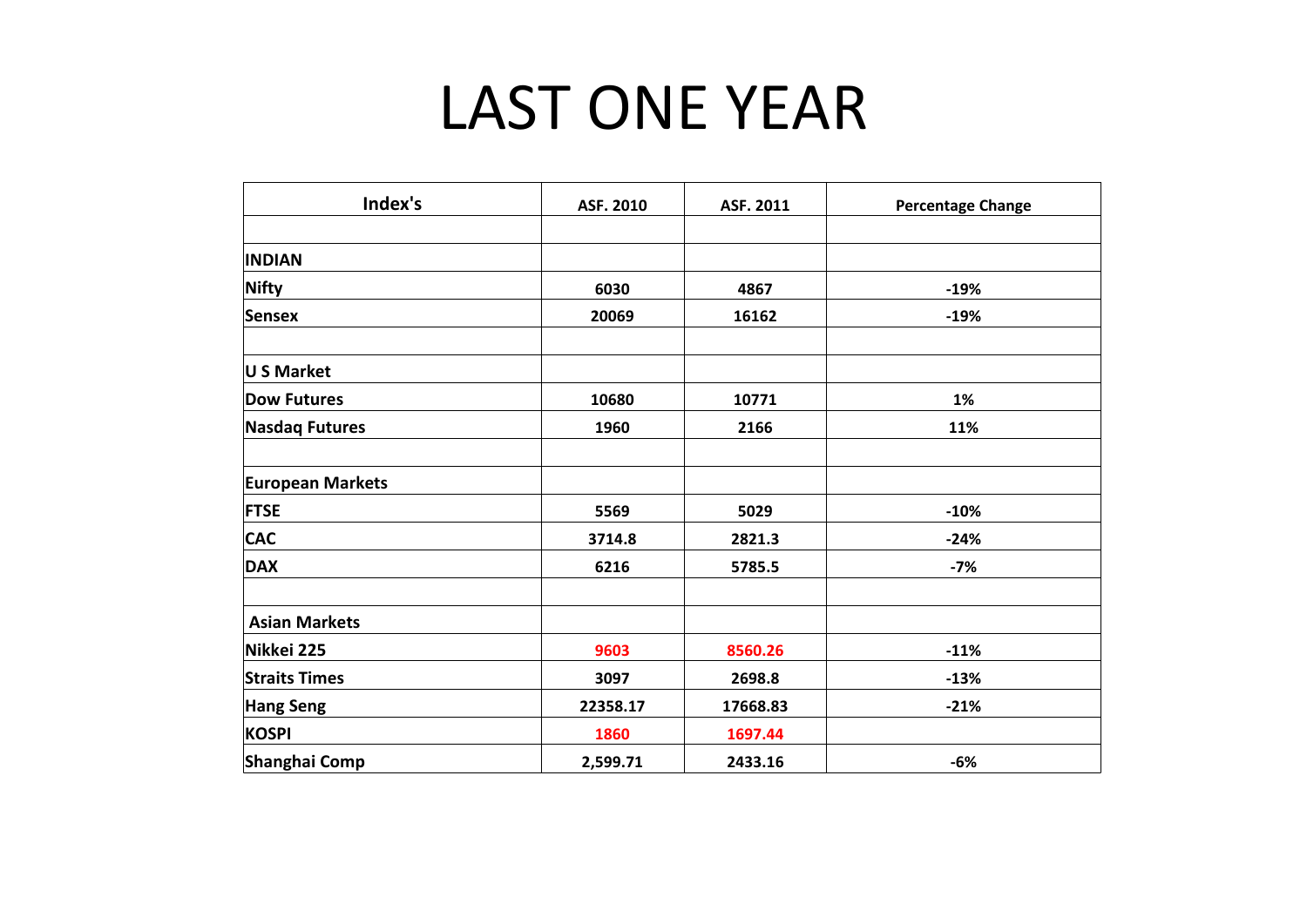# LAST ONE YEAR

| Index's | ASF. 2010 | ASF. 2011 | Percentage Change |
|---|---|---|---|
| | | | |
| **INDIAN** | | | |
| **Nifty** | 6030 | 4867 | -19% |
| **Sensex** | 20069 | 16162 | -19% |
| | | | |
| **U S Market** | | | |
| **Dow Futures** | 10680 | 10771 | 1% |
| **Nasdaq Futures** | 1960 | 2166 | 11% |
| | | | |
| **European Markets** | | | |
| **FTSE** | 5569 | 5029 | -10% |
| **CAC** | 3714.8 | 2821.3 | -24% |
| **DAX** | 6216 | 5785.5 | -7% |
| | | | |
| **Asian Markets** | | | |
| **Nikkei 225** | 9603 | 8560.26 | -11% |
| **Straits Times** | 3097 | 2698.8 | -13% |
| **Hang Seng** | 22358.17 | 17668.83 | -21% |
| **KOSPI** | 1860 | 1697.44 | |
| **Shanghai Comp** | 2,599.71 | 2433.16 | -6% |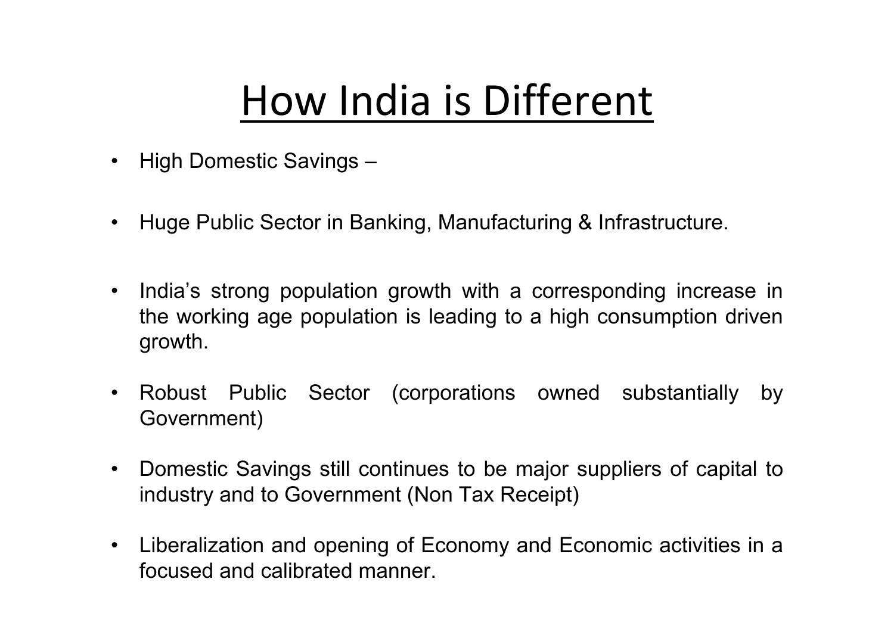# How India is Different

- High Domestic Savings –
- Huge Public Sector in Banking, Manufacturing & Infrastructure.
- India's strong population growth with a corresponding increase in the working age population is leading to a high consumption driven growth.
- Robust Public Sector (corporations owned substantially by Government)
- Domestic Savings still continues to be major suppliers of capital to industry and to Government (Non Tax Receipt)
- Liberalization and opening of Economy and Economic activities in a focused and calibrated manner.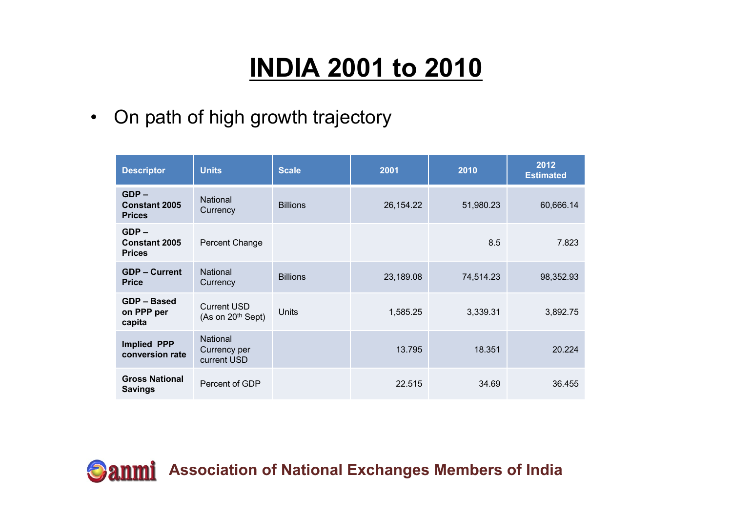# INDIA 2001 to 2010

- On path of high growth trajectory

| Descriptor | Units | Scale | 2001 | 2010 | 2012 Estimated |
|---|---|---|---|---|---|
| **GDP – Constant 2005 Prices** | National Currency | Billions | 26,154.22 | 51,980.23 | 60,666.14 |
| **GDP – Constant 2005 Prices** | Percent Change | | | 8.5 | 7.823 |
| **GDP – Current Price** | National Currency | Billions | 23,189.08 | 74,514.23 | 98,352.93 |
| **GDP – Based on PPP per capita** | Current USD (As on 20th Sept) | Units | 1,585.25 | 3,339.31 | 3,892.75 |
| **Implied PPP conversion rate** | National Currency per current USD | | 13.795 | 18.351 | 20.224 |
| **Gross National Savings** | Percent of GDP | | 22.515 | 34.69 | 36.455 |

**Association of National Exchanges Members of India**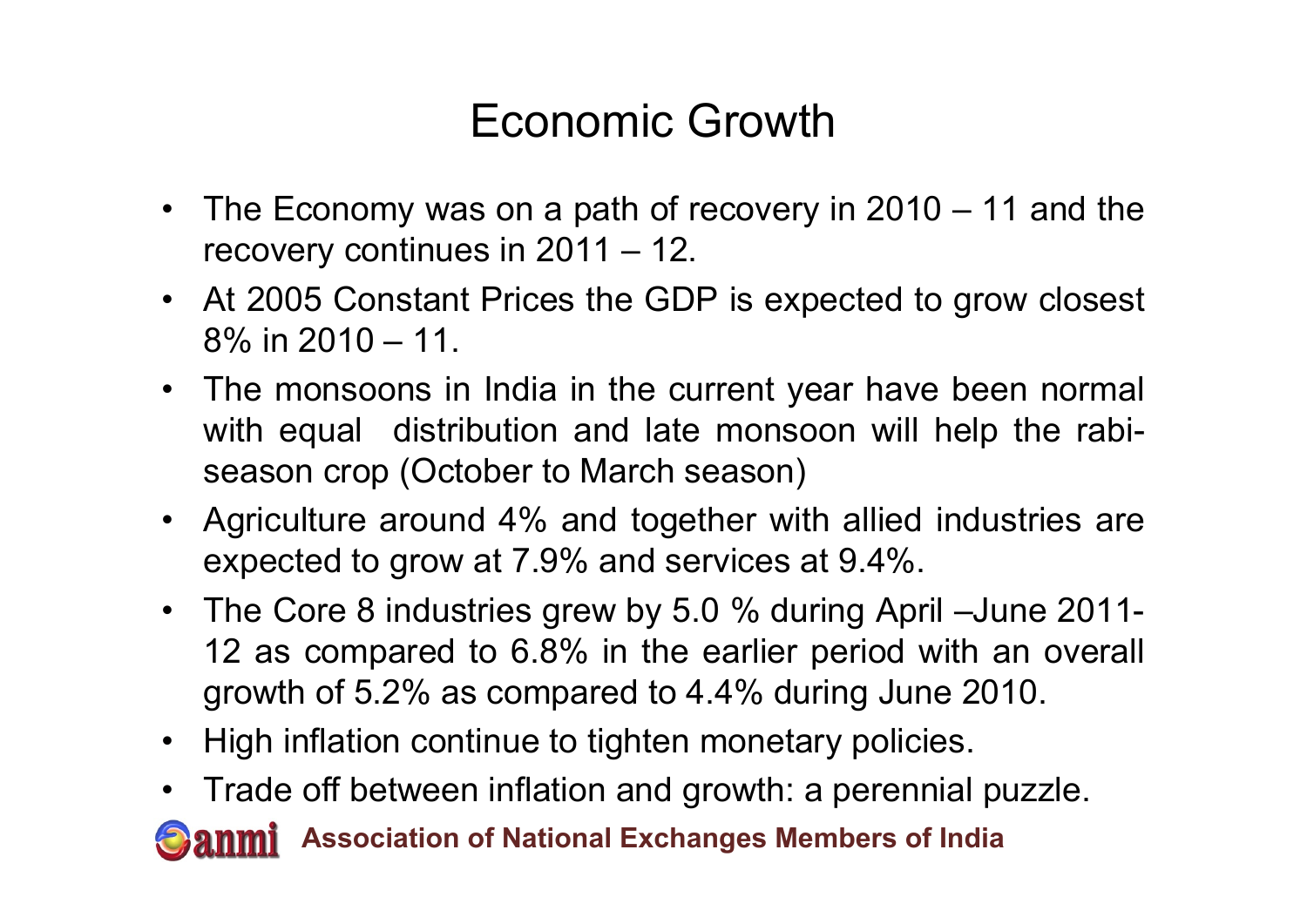# Economic Growth

- The Economy was on a path of recovery in 2010 – 11 and the recovery continues in 2011 – 12.
- At 2005 Constant Prices the GDP is expected to grow closest 8% in 2010 – 11.
- The monsoons in India in the current year have been normal with equal distribution and late monsoon will help the rabi-season crop (October to March season)
- Agriculture around 4% and together with allied industries are expected to grow at 7.9% and services at 9.4%.
- The Core 8 industries grew by 5.0 % during April –June 2011-12 as compared to 6.8% in the earlier period with an overall growth of 5.2% as compared to 4.4% during June 2010.
- High inflation continue to tighten monetary policies.
- Trade off between inflation and growth: a perennial puzzle.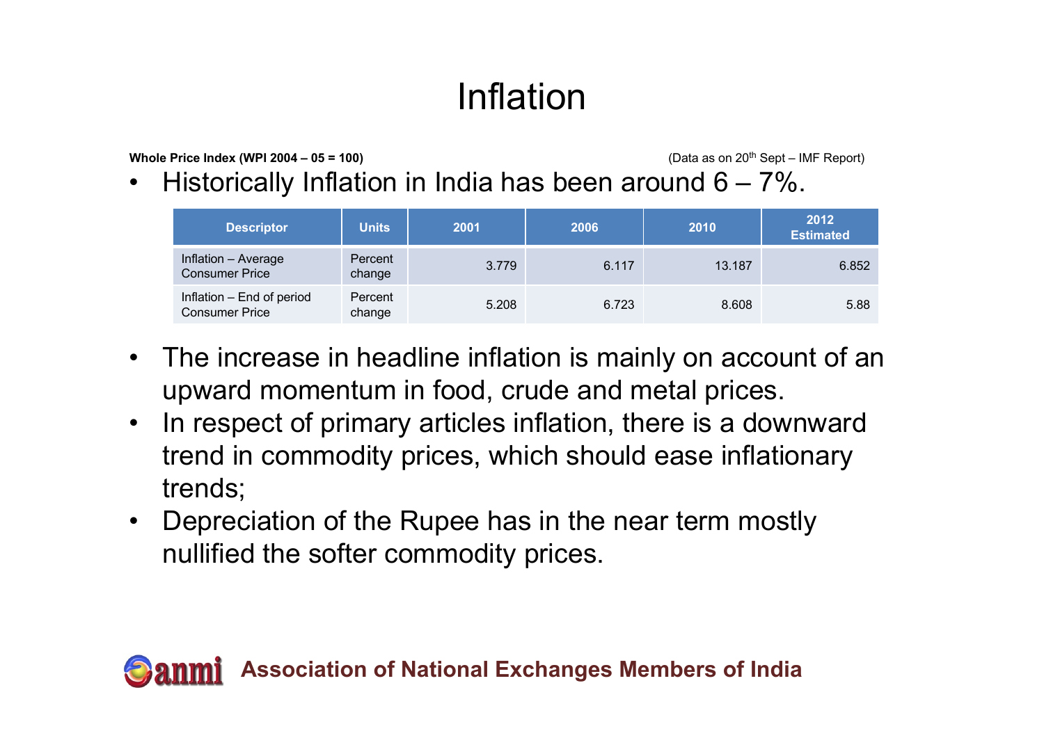# Inflation

**Whole Price Index (WPI 2004 – 05 = 100)**

(Data as on 20th Sept – IMF Report)

- Historically Inflation in India has been around 6 – 7%.

| Descriptor | Units | 2001 | 2006 | 2010 | 2012 Estimated |
|---|---|---|---|---|---|
| Inflation – Average Consumer Price | Percent change | 3.779 | 6.117 | 13.187 | 6.852 |
| Inflation – End of period Consumer Price | Percent change | 5.208 | 6.723 | 8.608 | 5.88 |

- The increase in headline inflation is mainly on account of an upward momentum in food, crude and metal prices.
- In respect of primary articles inflation, there is a downward trend in commodity prices, which should ease inflationary trends;
- Depreciation of the Rupee has in the near term mostly nullified the softer commodity prices.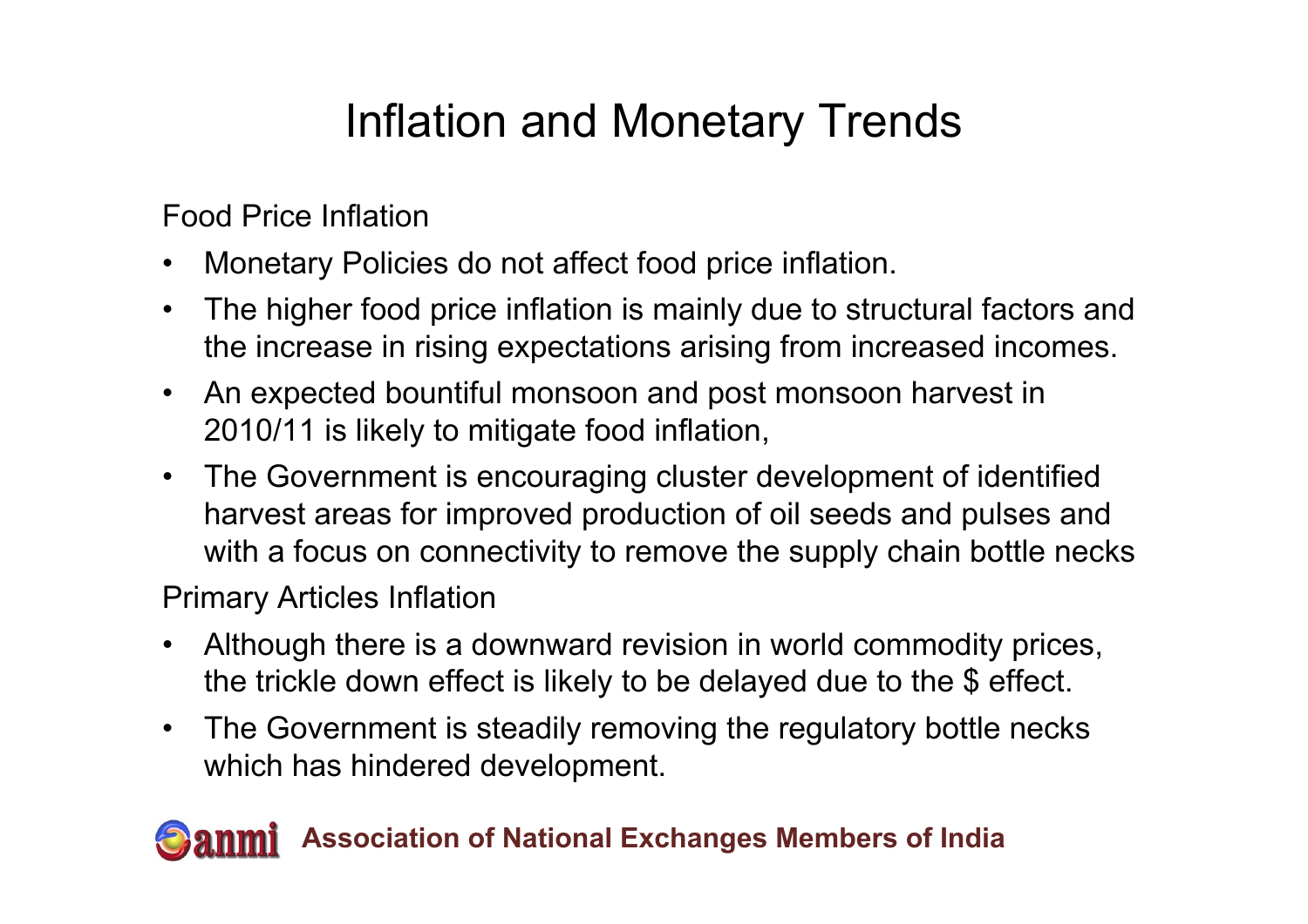# Inflation and Monetary Trends

Food Price Inflation

- Monetary Policies do not affect food price inflation.
- The higher food price inflation is mainly due to structural factors and the increase in rising expectations arising from increased incomes.
- An expected bountiful monsoon and post monsoon harvest in 2010/11 is likely to mitigate food inflation,
- The Government is encouraging cluster development of identified harvest areas for improved production of oil seeds and pulses and with a focus on connectivity to remove the supply chain bottle necks

Primary Articles Inflation

- Although there is a downward revision in world commodity prices, the trickle down effect is likely to be delayed due to the $ effect.
- The Government is steadily removing the regulatory bottle necks which has hindered development.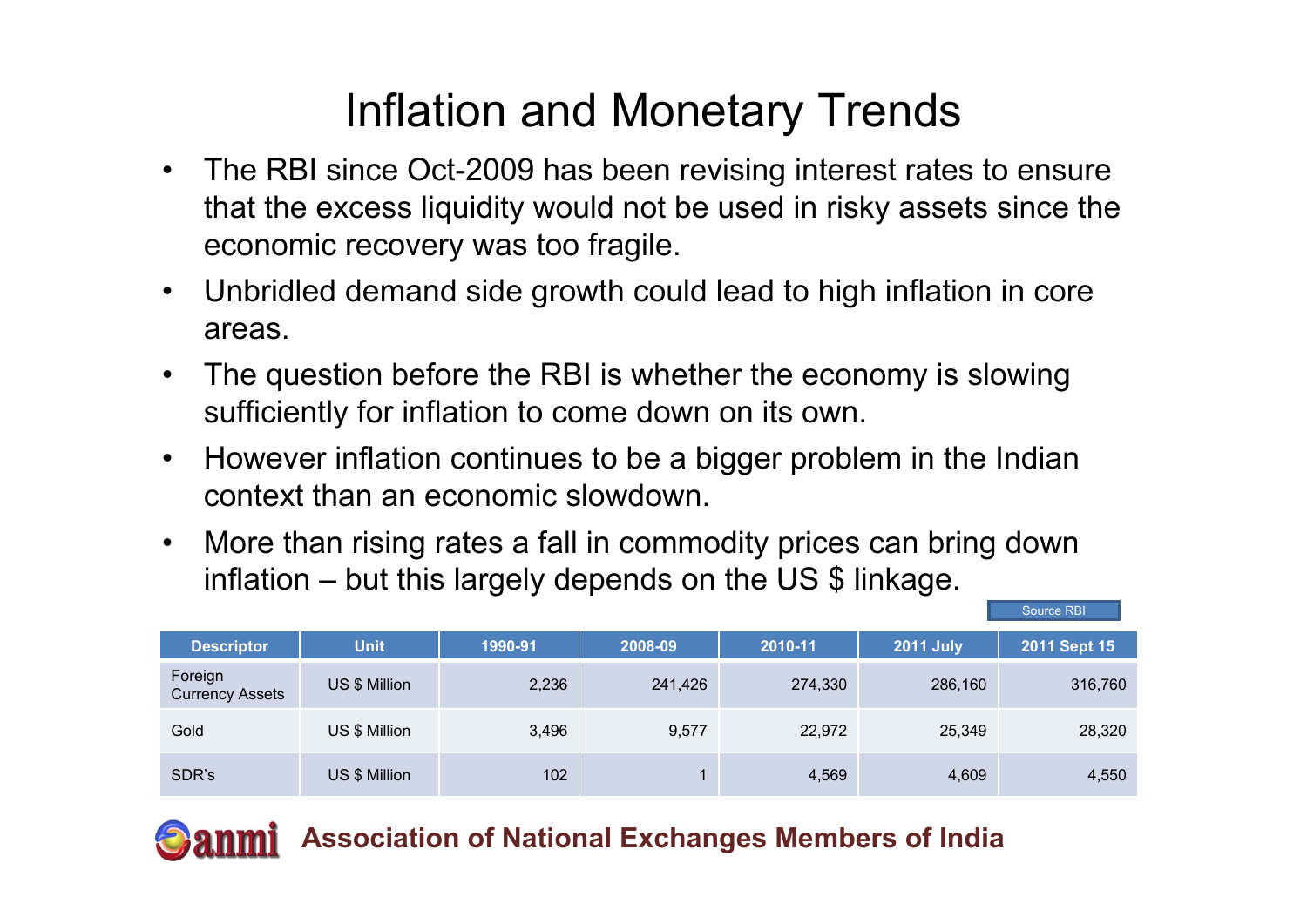# Inflation and Monetary Trends

- The RBI since Oct-2009 has been revising interest rates to ensure that the excess liquidity would not be used in risky assets since the economic recovery was too fragile.
- Unbridled demand side growth could lead to high inflation in core areas.
- The question before the RBI is whether the economy is slowing sufficiently for inflation to come down on its own.
- However inflation continues to be a bigger problem in the Indian context than an economic slowdown.
- More than rising rates a fall in commodity prices can bring down inflation – but this largely depends on the US $ linkage.

Source RBI

| Descriptor | Unit | 1990-91 | 2008-09 | 2010-11 | 2011 July | 2011 Sept 15 |
|---|---|---|---|---|---|---|
| Foreign Currency Assets | US $ Million | 2,236 | 241,426 | 274,330 | 286,160 | 316,760 |
| Gold | US $ Million | 3,496 | 9,577 | 22,972 | 25,349 | 28,320 |
| SDR's | US $ Million | 102 | 1 | 4,569 | 4,609 | 4,550 |

**Association of National Exchanges Members of India**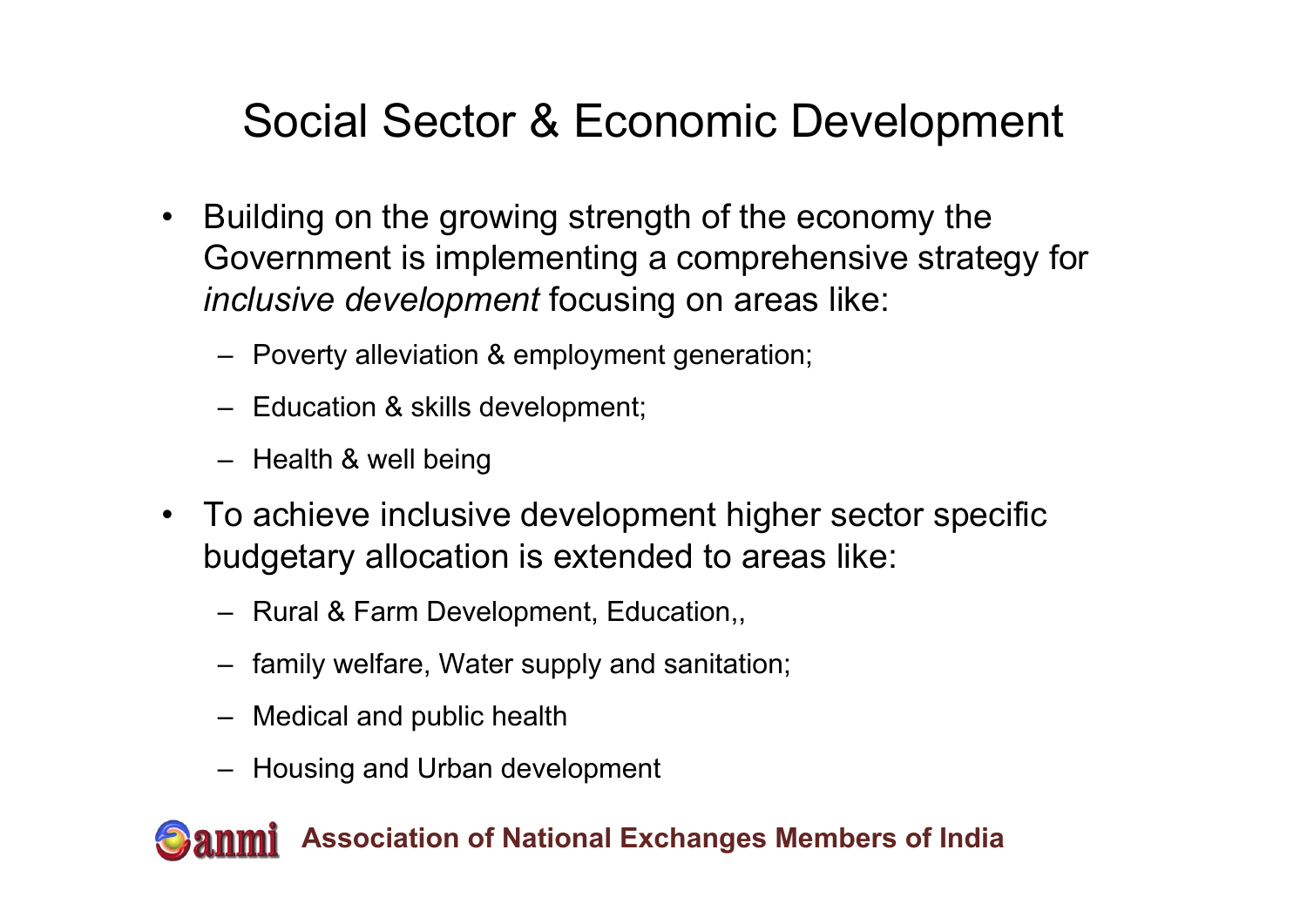# Social Sector & Economic Development

- Building on the growing strength of the economy the Government is implementing a comprehensive strategy for *inclusive development* focusing on areas like:
  - Poverty alleviation & employment generation;
  - Education & skills development;
  - Health & well being
- To achieve inclusive development higher sector specific budgetary allocation is extended to areas like:
  - Rural & Farm Development, Education,,
  - family welfare, Water supply and sanitation;
  - Medical and public health
  - Housing and Urban development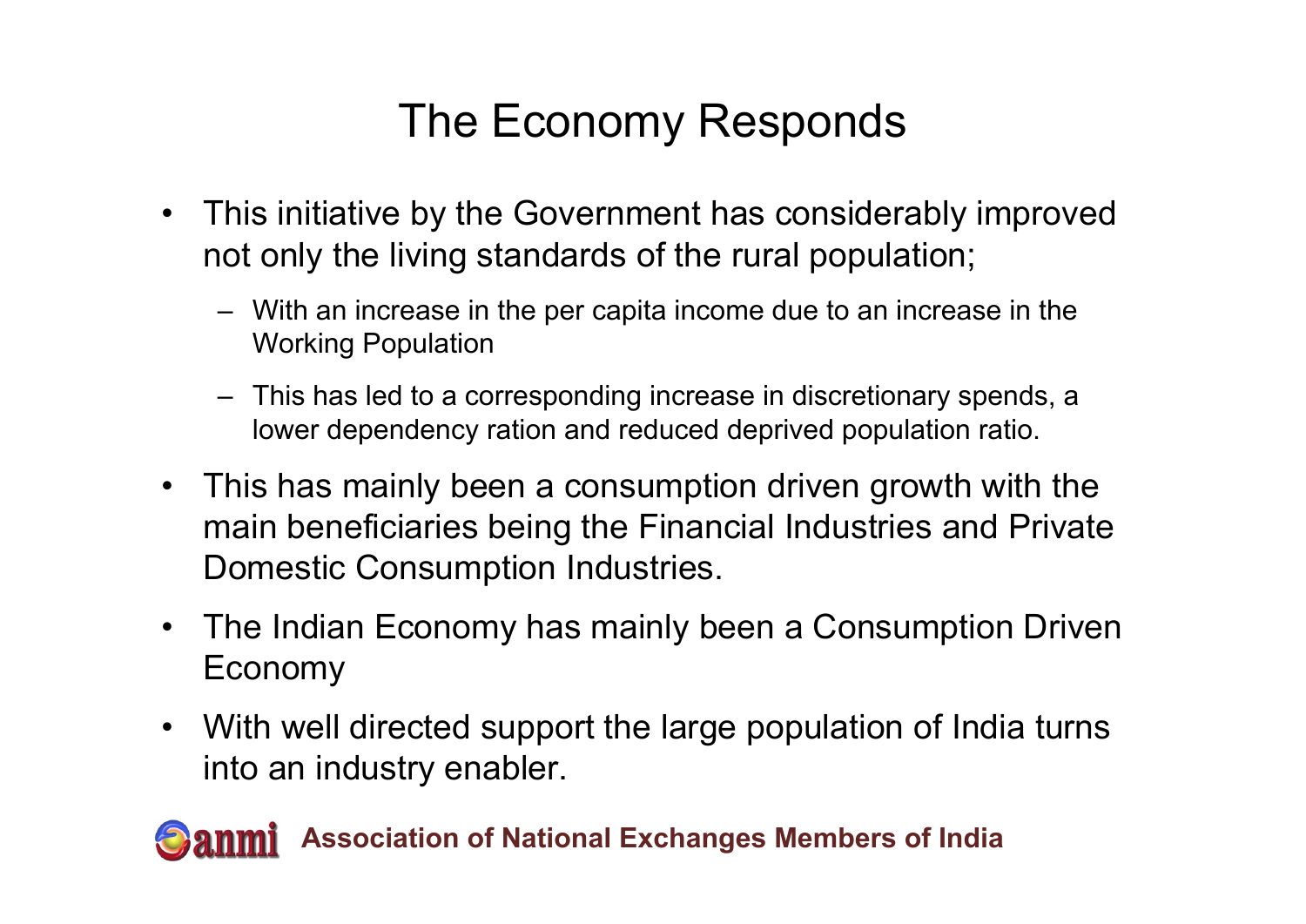# The Economy Responds

- This initiative by the Government has considerably improved not only the living standards of the rural population;
  - With an increase in the per capita income due to an increase in the Working Population
  - This has led to a corresponding increase in discretionary spends, a lower dependency ration and reduced deprived population ratio.
- This has mainly been a consumption driven growth with the main beneficiaries being the Financial Industries and Private Domestic Consumption Industries.
- The Indian Economy has mainly been a Consumption Driven Economy
- With well directed support the large population of India turns into an industry enabler.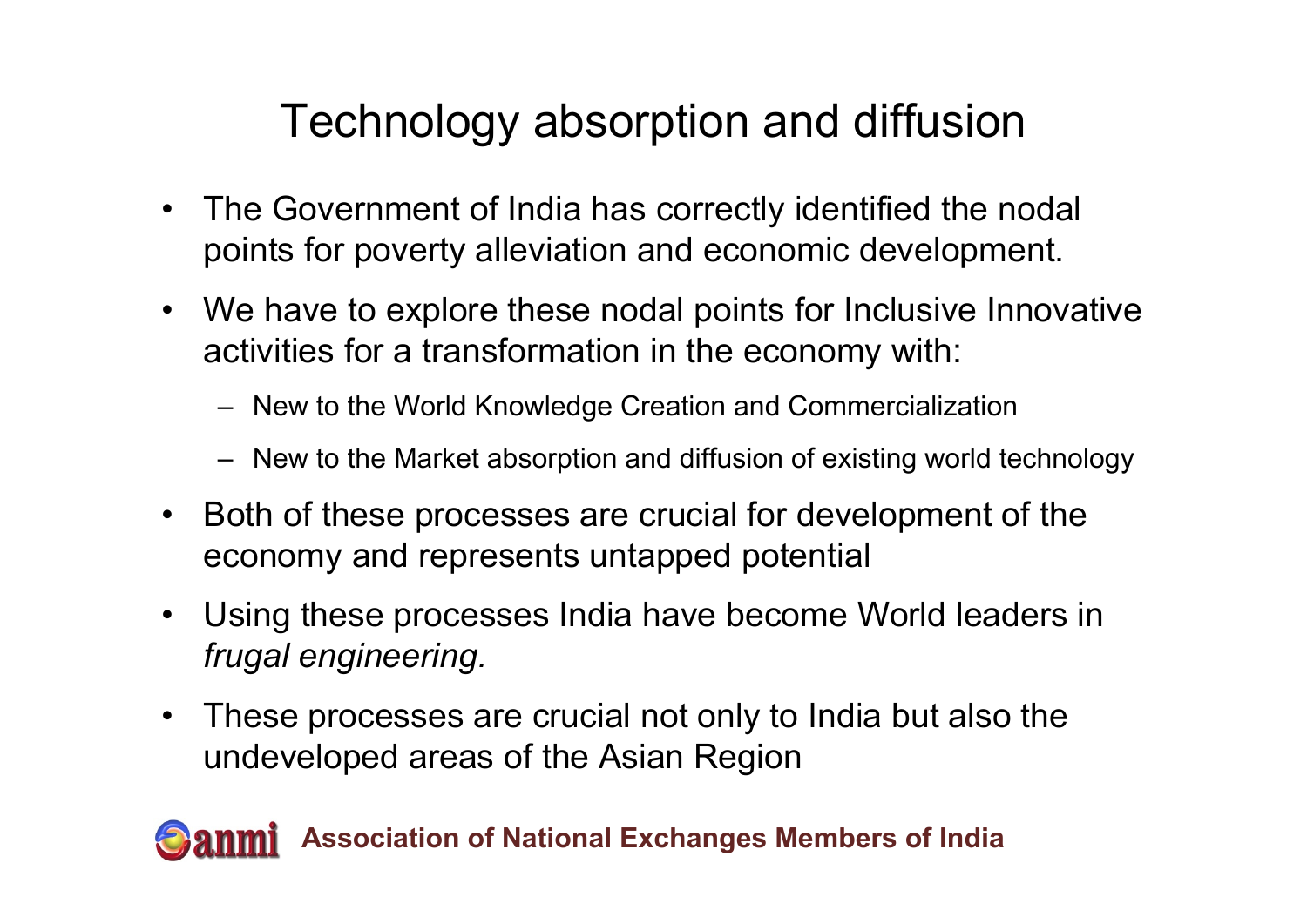# Technology absorption and diffusion

- The Government of India has correctly identified the nodal points for poverty alleviation and economic development.
- We have to explore these nodal points for Inclusive Innovative activities for a transformation in the economy with:
  - New to the World Knowledge Creation and Commercialization
  - New to the Market absorption and diffusion of existing world technology
- Both of these processes are crucial for development of the economy and represents untapped potential
- Using these processes India have become World leaders in *frugal engineering.*
- These processes are crucial not only to India but also the undeveloped areas of the Asian Region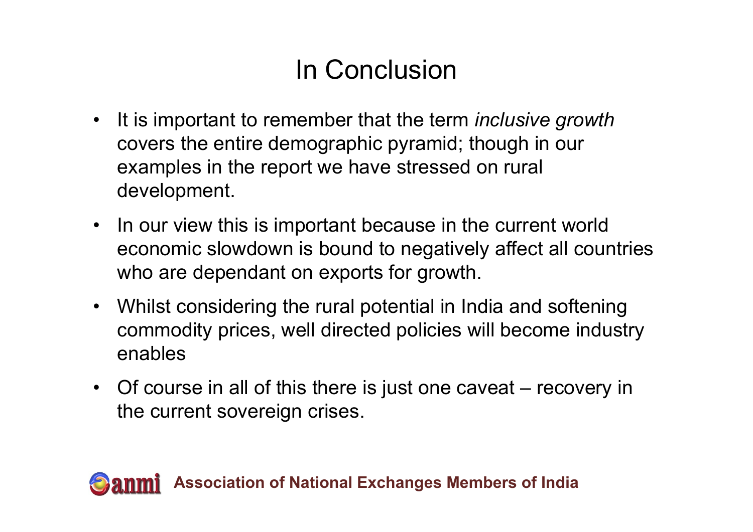# In Conclusion

- It is important to remember that the term *inclusive growth* covers the entire demographic pyramid; though in our examples in the report we have stressed on rural development.
- In our view this is important because in the current world economic slowdown is bound to negatively affect all countries who are dependant on exports for growth.
- Whilst considering the rural potential in India and softening commodity prices, well directed policies will become industry enables
- Of course in all of this there is just one caveat – recovery in the current sovereign crises.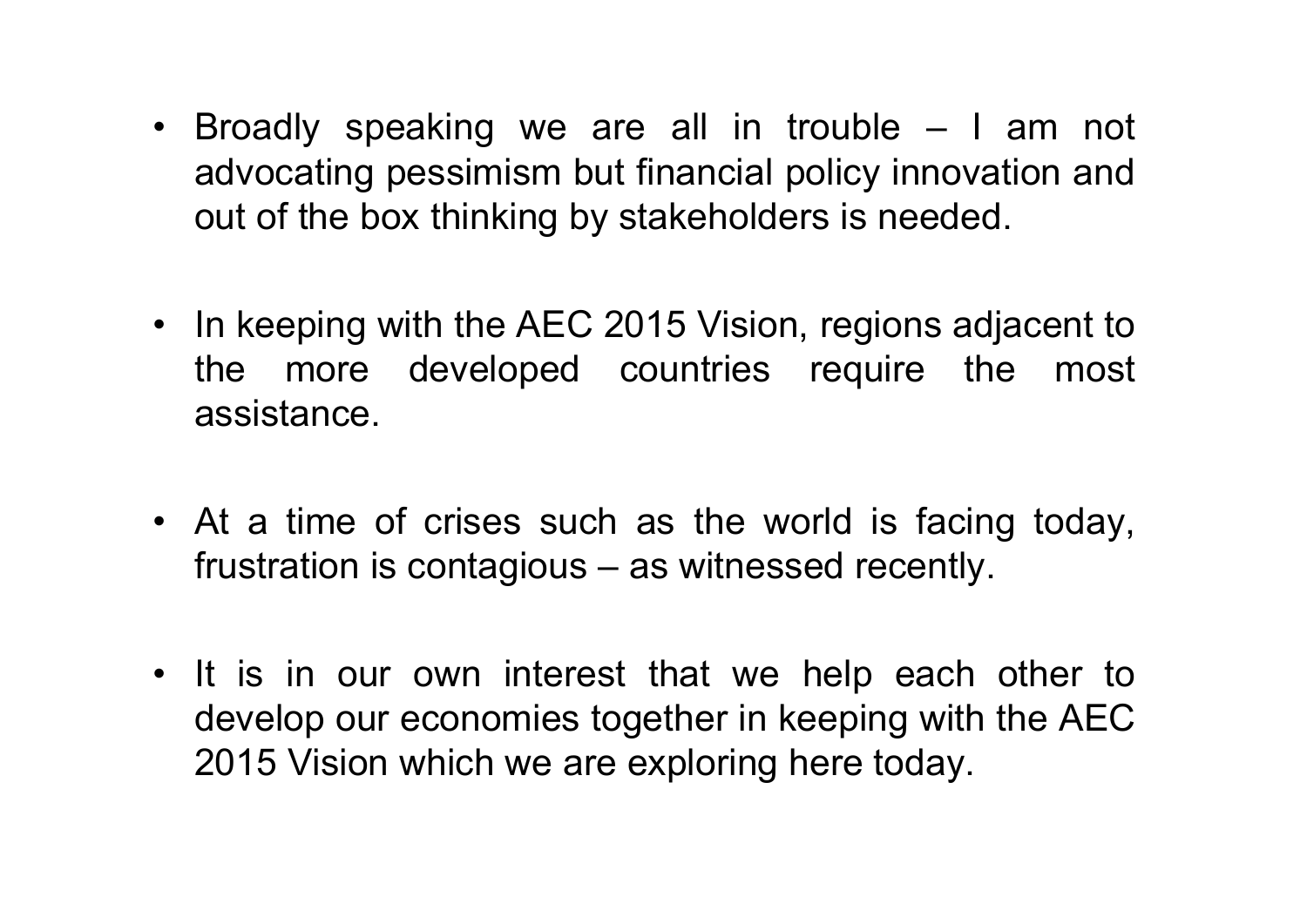- Broadly speaking we are all in trouble – I am not advocating pessimism but financial policy innovation and out of the box thinking by stakeholders is needed.

- In keeping with the AEC 2015 Vision, regions adjacent to the more developed countries require the most assistance.

- At a time of crises such as the world is facing today, frustration is contagious – as witnessed recently.

- It is in our own interest that we help each other to develop our economies together in keeping with the AEC 2015 Vision which we are exploring here today.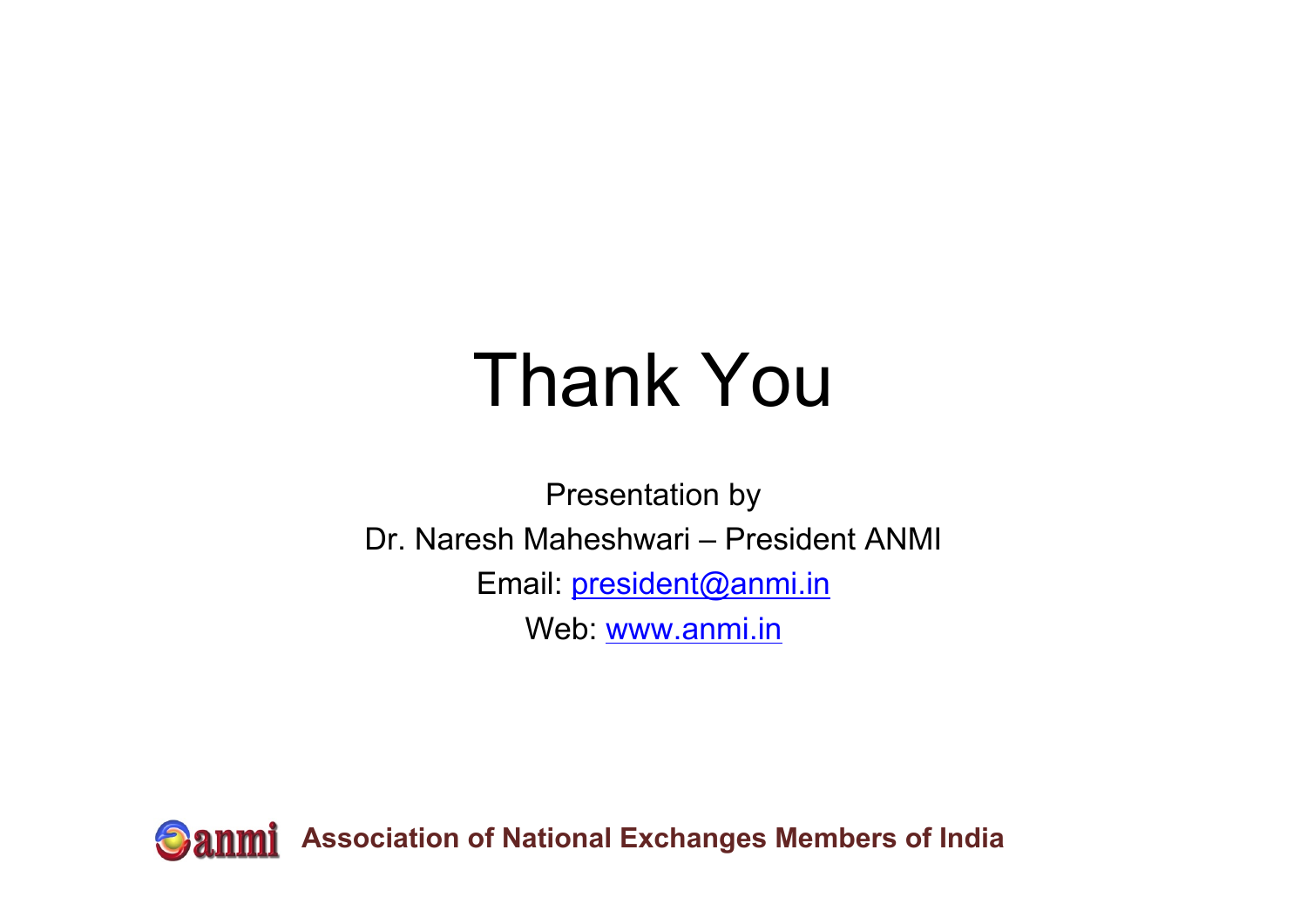# Thank You

Presentation by

Dr. Naresh Maheshwari – President ANMI

Email: president@anmi.in

Web: www.anmi.in